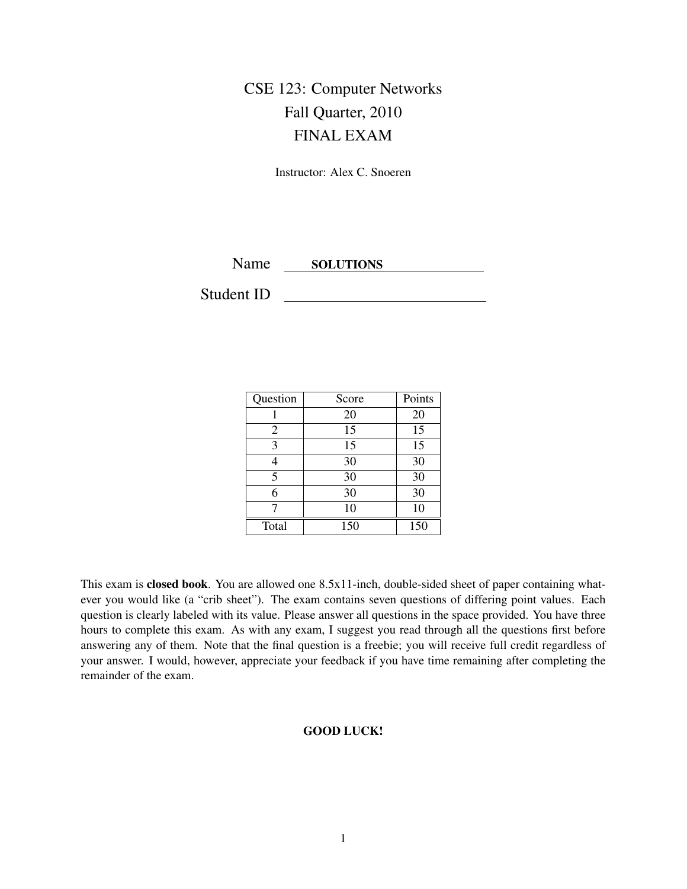# CSE 123: Computer Networks
## Fall Quarter, 2010
## FINAL EXAM

Instructor: Alex C. Snoeren

Name **SOLUTIONS**

Student ID

| Question | Score | Points |
|---|---|---|
| 1 | 20 | 20 |
| 2 | 15 | 15 |
| 3 | 15 | 15 |
| 4 | 30 | 30 |
| 5 | 30 | 30 |
| 6 | 30 | 30 |
| 7 | 10 | 10 |
| Total | 150 | 150 |

This exam is **closed book**. You are allowed one 8.5x11-inch, double-sided sheet of paper containing whatever you would like (a "crib sheet"). The exam contains seven questions of differing point values. Each question is clearly labeled with its value. Please answer all questions in the space provided. You have three hours to complete this exam. As with any exam, I suggest you read through all the questions first before answering any of them. Note that the final question is a freebie; you will receive full credit regardless of your answer. I would, however, appreciate your feedback if you have time remaining after completing the remainder of the exam.

**GOOD LUCK!**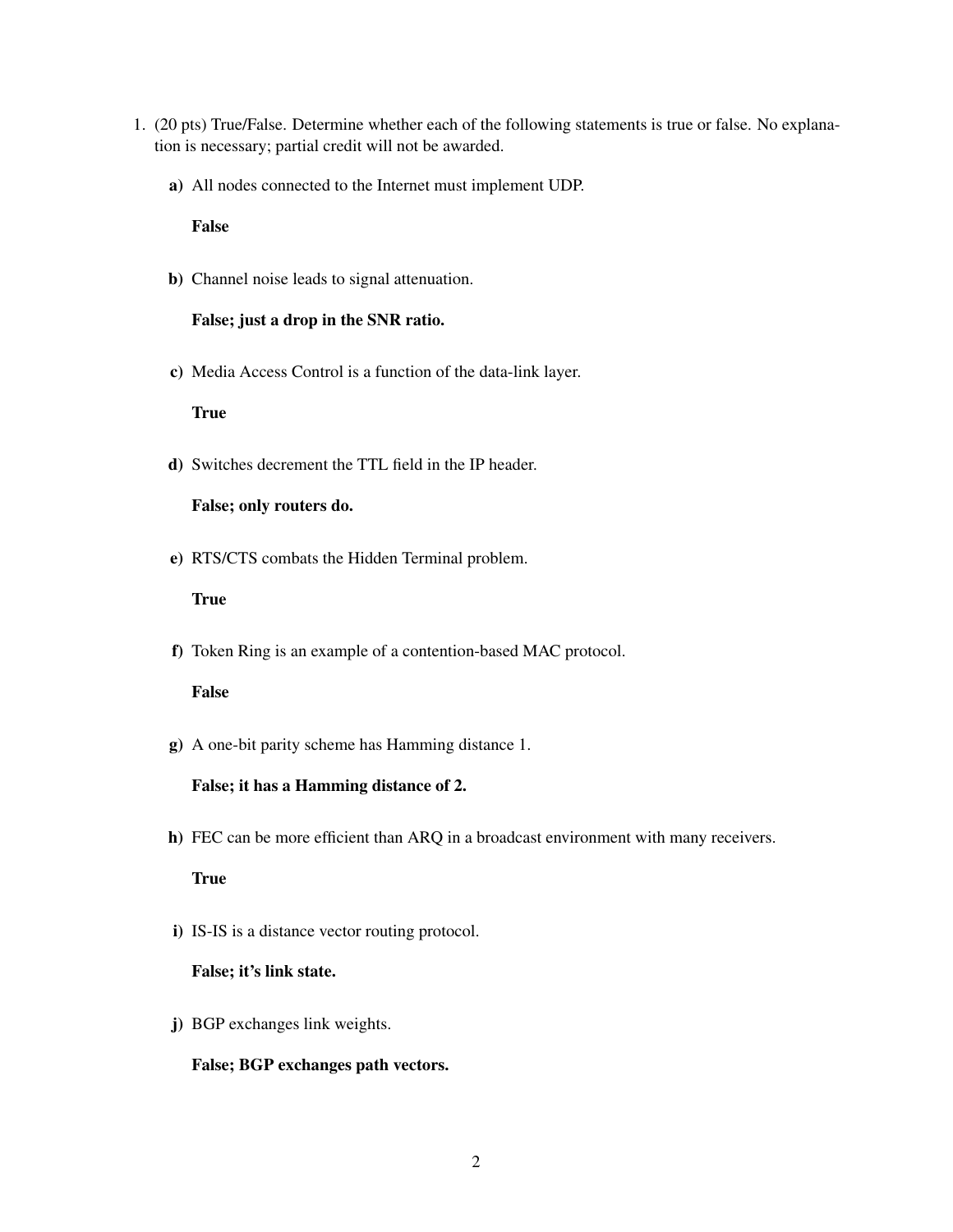1. (20 pts) True/False. Determine whether each of the following statements is true or false. No explanation is necessary; partial credit will not be awarded.

   **a)** All nodes connected to the Internet must implement UDP.

   **False**

   **b)** Channel noise leads to signal attenuation.

   **False; just a drop in the SNR ratio.**

   **c)** Media Access Control is a function of the data-link layer.

   **True**

   **d)** Switches decrement the TTL field in the IP header.

   **False; only routers do.**

   **e)** RTS/CTS combats the Hidden Terminal problem.

   **True**

   **f)** Token Ring is an example of a contention-based MAC protocol.

   **False**

   **g)** A one-bit parity scheme has Hamming distance 1.

   **False; it has a Hamming distance of 2.**

   **h)** FEC can be more efficient than ARQ in a broadcast environment with many receivers.

   **True**

   **i)** IS-IS is a distance vector routing protocol.

   **False; it's link state.**

   **j)** BGP exchanges link weights.

   **False; BGP exchanges path vectors.**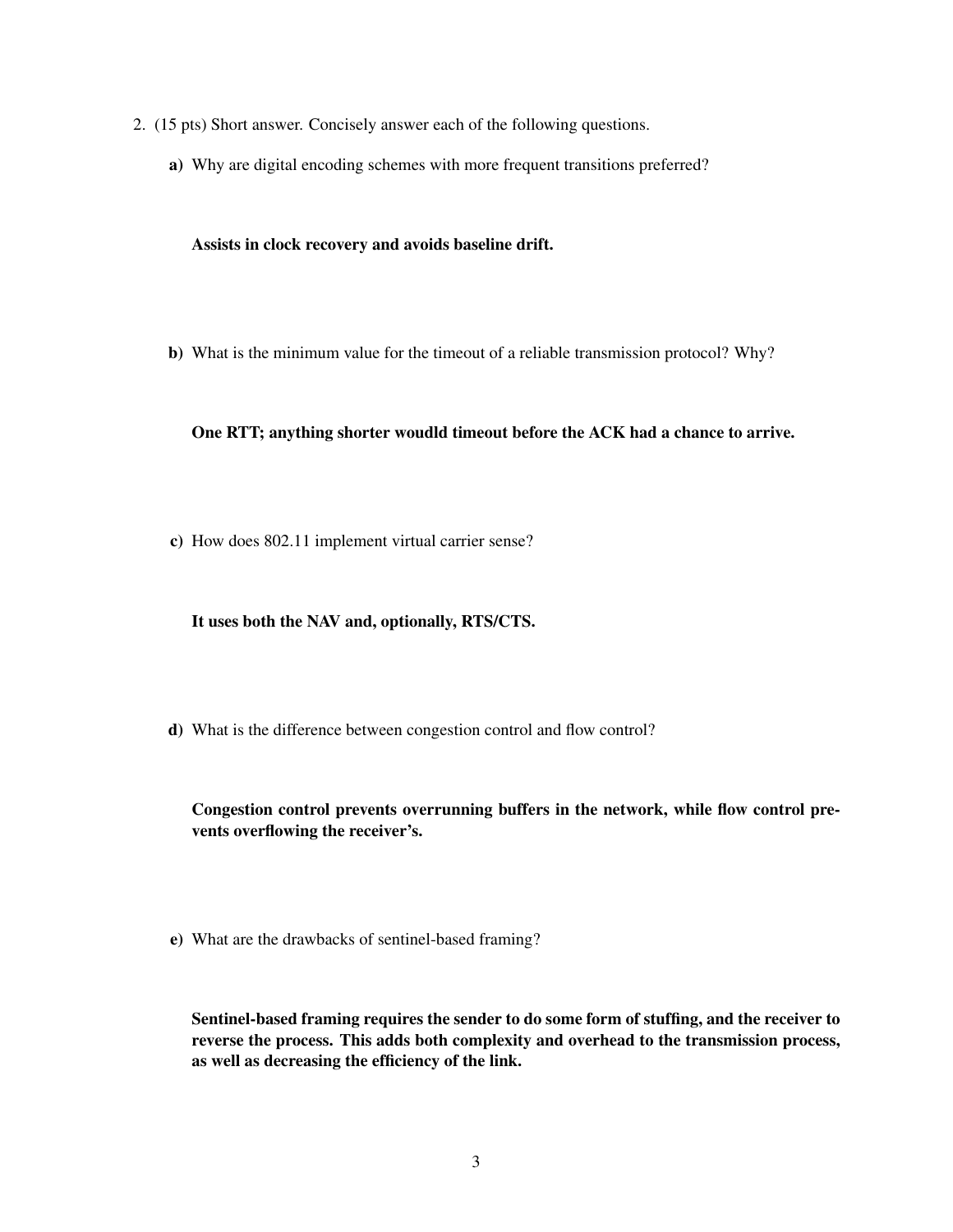2. (15 pts) Short answer. Concisely answer each of the following questions.

**a)** Why are digital encoding schemes with more frequent transitions preferred?

**Assists in clock recovery and avoids baseline drift.**

**b)** What is the minimum value for the timeout of a reliable transmission protocol? Why?

**One RTT; anything shorter woudld timeout before the ACK had a chance to arrive.**

**c)** How does 802.11 implement virtual carrier sense?

**It uses both the NAV and, optionally, RTS/CTS.**

**d)** What is the difference between congestion control and flow control?

**Congestion control prevents overrunning buffers in the network, while flow control prevents overflowing the receiver's.**

**e)** What are the drawbacks of sentinel-based framing?

**Sentinel-based framing requires the sender to do some form of stuffing, and the receiver to reverse the process. This adds both complexity and overhead to the transmission process, as well as decreasing the efficiency of the link.**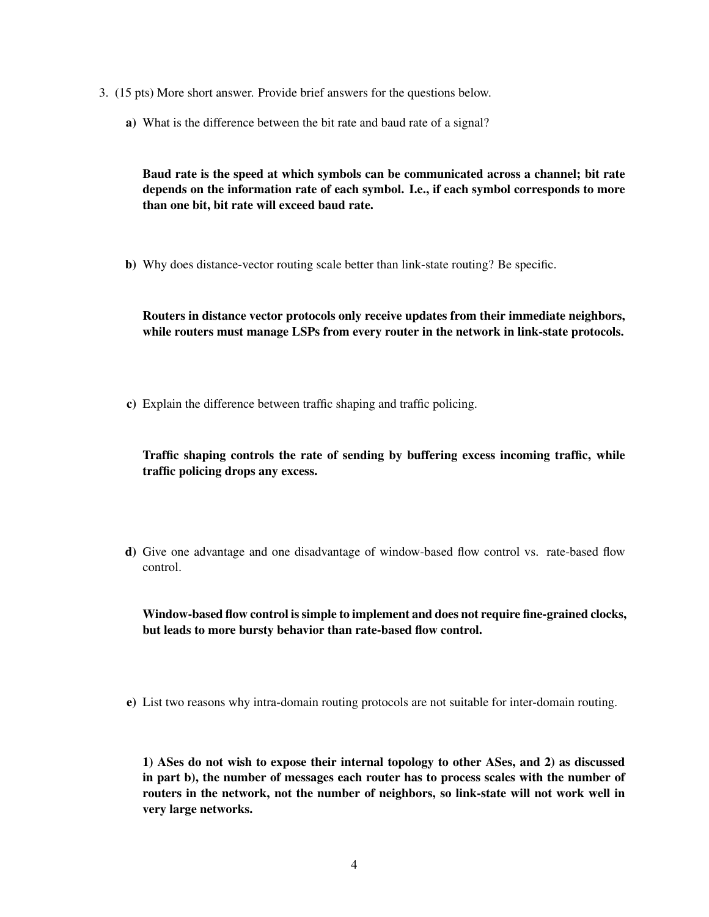3. (15 pts) More short answer. Provide brief answers for the questions below.

   **a)** What is the difference between the bit rate and baud rate of a signal?

   **Baud rate is the speed at which symbols can be communicated across a channel; bit rate depends on the information rate of each symbol. I.e., if each symbol corresponds to more than one bit, bit rate will exceed baud rate.**

   **b)** Why does distance-vector routing scale better than link-state routing? Be specific.

   **Routers in distance vector protocols only receive updates from their immediate neighbors, while routers must manage LSPs from every router in the network in link-state protocols.**

   **c)** Explain the difference between traffic shaping and traffic policing.

   **Traffic shaping controls the rate of sending by buffering excess incoming traffic, while traffic policing drops any excess.**

   **d)** Give one advantage and one disadvantage of window-based flow control vs. rate-based flow control.

   **Window-based flow control is simple to implement and does not require fine-grained clocks, but leads to more bursty behavior than rate-based flow control.**

   **e)** List two reasons why intra-domain routing protocols are not suitable for inter-domain routing.

   **1) ASes do not wish to expose their internal topology to other ASes, and 2) as discussed in part b), the number of messages each router has to process scales with the number of routers in the network, not the number of neighbors, so link-state will not work well in very large networks.**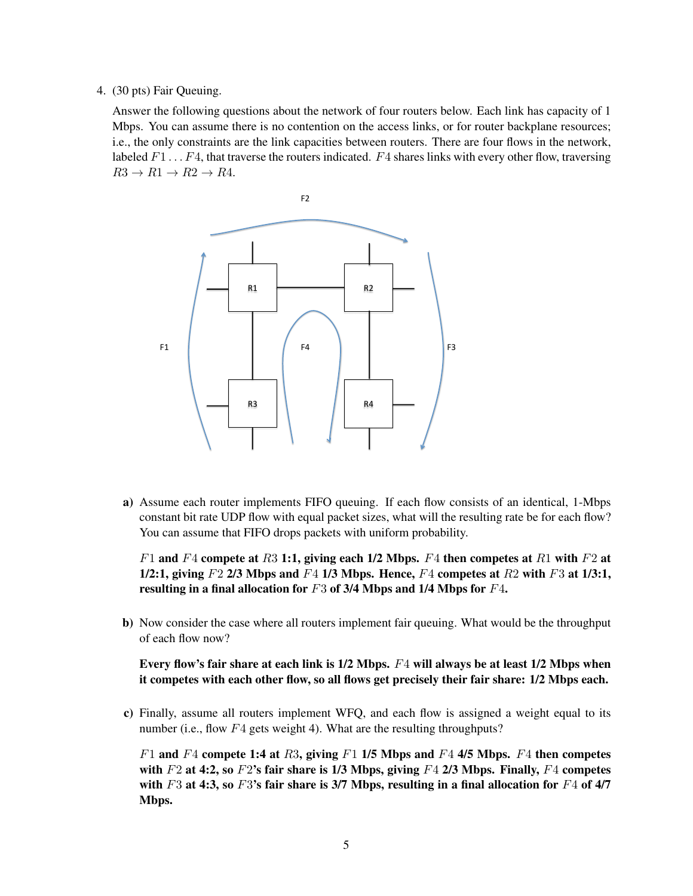4. (30 pts) Fair Queuing.

   Answer the following questions about the network of four routers below. Each link has capacity of 1 Mbps. You can assume there is no contention on the access links, or for router backplane resources; i.e., the only constraints are the link capacities between routers. There are four flows in the network, labeled $F1 \ldots F4$, that traverse the routers indicated. $F4$ shares links with every other flow, traversing $R3 \rightarrow R1 \rightarrow R2 \rightarrow R4$.

   **a)** Assume each router implements FIFO queuing. If each flow consists of an identical, 1-Mbps constant bit rate UDP flow with equal packet sizes, what will the resulting rate be for each flow? You can assume that FIFO drops packets with uniform probability.

   **$F1$ and $F4$ compete at $R3$ 1:1, giving each 1/2 Mbps. $F4$ then competes at $R1$ with $F2$ at 1/2:1, giving $F2$ 2/3 Mbps and $F4$ 1/3 Mbps. Hence, $F4$ competes at $R2$ with $F3$ at 1/3:1, resulting in a final allocation for $F3$ of 3/4 Mbps and 1/4 Mbps for $F4$.**

   **b)** Now consider the case where all routers implement fair queuing. What would be the throughput of each flow now?

   **Every flow's fair share at each link is 1/2 Mbps. $F4$ will always be at least 1/2 Mbps when it competes with each other flow, so all flows get precisely their fair share: 1/2 Mbps each.**

   **c)** Finally, assume all routers implement WFQ, and each flow is assigned a weight equal to its number (i.e., flow $F4$ gets weight 4). What are the resulting throughputs?

   **$F1$ and $F4$ compete 1:4 at $R3$, giving $F1$ 1/5 Mbps and $F4$ 4/5 Mbps. $F4$ then competes with $F2$ at 4:2, so $F2$'s fair share is 1/3 Mbps, giving $F4$ 2/3 Mbps. Finally, $F4$ competes with $F3$ at 4:3, so $F3$'s fair share is 3/7 Mbps, resulting in a final allocation for $F4$ of 4/7 Mbps.**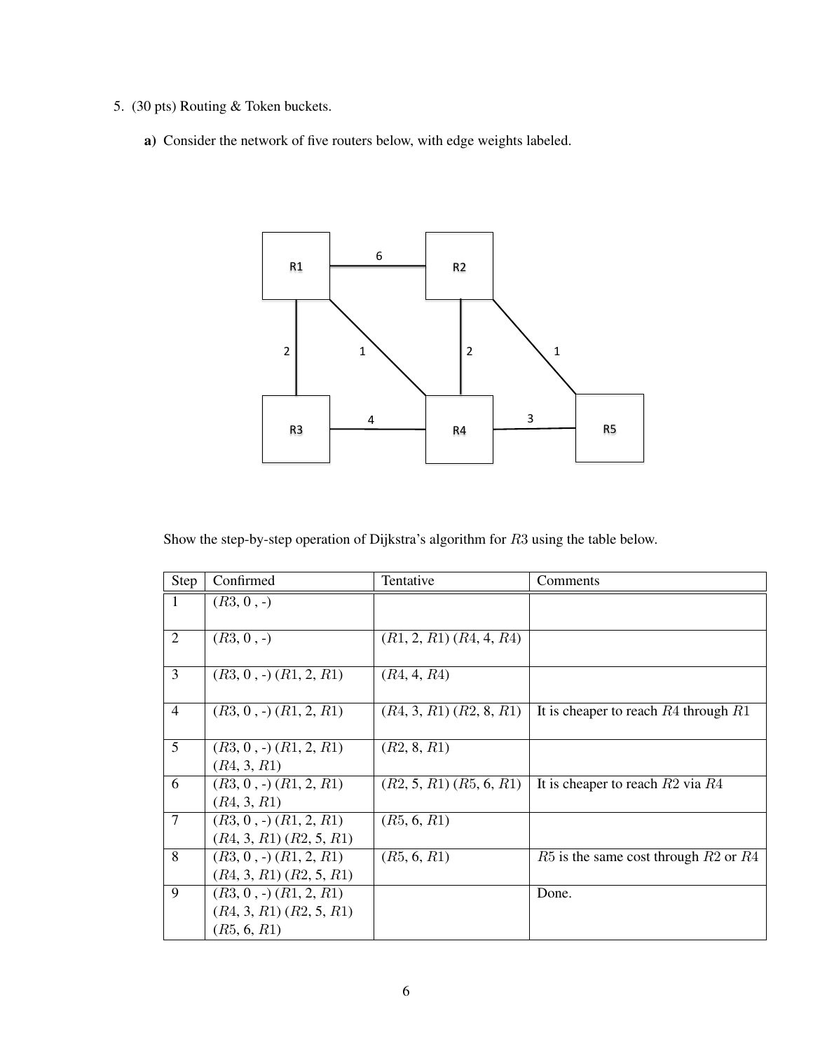5. (30 pts) Routing & Token buckets.

   **a)** Consider the network of five routers below, with edge weights labeled.

   Show the step-by-step operation of Dijkstra's algorithm for $R3$ using the table below.

| Step | Confirmed | Tentative | Comments |
|---|---|---|---|
| 1 | ($R3$, 0 , -) | | |
| 2 | ($R3$, 0 , -) | ($R1$, 2, $R1$) ($R4$, 4, $R4$) | |
| 3 | ($R3$, 0 , -) ($R1$, 2, $R1$) | ($R4$, 4, $R4$) | |
| 4 | ($R3$, 0 , -) ($R1$, 2, $R1$) | ($R4$, 3, $R1$) ($R2$, 8, $R1$) | It is cheaper to reach $R4$ through $R1$ |
| 5 | ($R3$, 0 , -) ($R1$, 2, $R1$) ($R4$, 3, $R1$) | ($R2$, 8, $R1$) | |
| 6 | ($R3$, 0 , -) ($R1$, 2, $R1$) ($R4$, 3, $R1$) | ($R2$, 5, $R1$) ($R5$, 6, $R1$) | It is cheaper to reach $R2$ via $R4$ |
| 7 | ($R3$, 0 , -) ($R1$, 2, $R1$) ($R4$, 3, $R1$) ($R2$, 5, $R1$) | ($R5$, 6, $R1$) | |
| 8 | ($R3$, 0 , -) ($R1$, 2, $R1$) ($R4$, 3, $R1$) ($R2$, 5, $R1$) | ($R5$, 6, $R1$) | $R5$ is the same cost through $R2$ or $R4$ |
| 9 | ($R3$, 0 , -) ($R1$, 2, $R1$) ($R4$, 3, $R1$) ($R2$, 5, $R1$) ($R5$, 6, $R1$) | | Done. |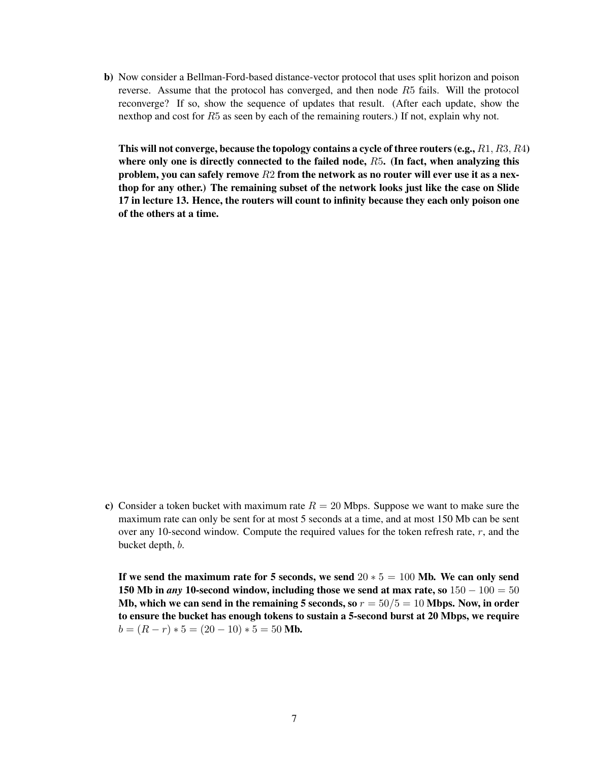**b)** Now consider a Bellman-Ford-based distance-vector protocol that uses split horizon and poison reverse. Assume that the protocol has converged, and then node $R5$ fails. Will the protocol reconverge? If so, show the sequence of updates that result. (After each update, show the nexthop and cost for $R5$ as seen by each of the remaining routers.) If not, explain why not.

**This will not converge, because the topology contains a cycle of three routers (e.g., $R1$, $R3$, $R4$) where only one is directly connected to the failed node, $R5$. (In fact, when analyzing this problem, you can safely remove $R2$ from the network as no router will ever use it as a nexthop for any other.) The remaining subset of the network looks just like the case on Slide 17 in lecture 13. Hence, the routers will count to infinity because they each only poison one of the others at a time.**

**c)** Consider a token bucket with maximum rate $R = 20$ Mbps. Suppose we want to make sure the maximum rate can only be sent for at most 5 seconds at a time, and at most 150 Mb can be sent over any 10-second window. Compute the required values for the token refresh rate, $r$, and the bucket depth, $b$.

**If we send the maximum rate for 5 seconds, we send $20 * 5 = 100$ Mb. We can only send 150 Mb in *any* 10-second window, including those we send at max rate, so $150 - 100 = 50$ Mb, which we can send in the remaining 5 seconds, so $r = 50/5 = 10$ Mbps. Now, in order to ensure the bucket has enough tokens to sustain a 5-second burst at 20 Mbps, we require $b = (R - r) * 5 = (20 - 10) * 5 = 50$ Mb.**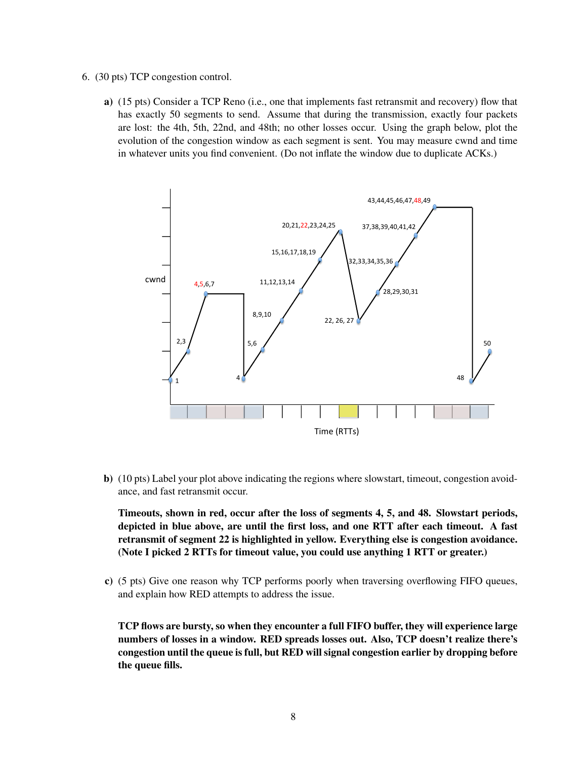6. (30 pts) TCP congestion control.

**a)** (15 pts) Consider a TCP Reno (i.e., one that implements fast retransmit and recovery) flow that has exactly 50 segments to send. Assume that during the transmission, exactly four packets are lost: the 4th, 5th, 22nd, and 48th; no other losses occur. Using the graph below, plot the evolution of the congestion window as each segment is sent. You may measure cwnd and time in whatever units you find convenient. (Do not inflate the window due to duplicate ACKs.)

**b)** (10 pts) Label your plot above indicating the regions where slowstart, timeout, congestion avoidance, and fast retransmit occur.

**Timeouts, shown in red, occur after the loss of segments 4, 5, and 48. Slowstart periods, depicted in blue above, are until the first loss, and one RTT after each timeout. A fast retransmit of segment 22 is highlighted in yellow. Everything else is congestion avoidance. (Note I picked 2 RTTs for timeout value, you could use anything 1 RTT or greater.)**

**c)** (5 pts) Give one reason why TCP performs poorly when traversing overflowing FIFO queues, and explain how RED attempts to address the issue.

**TCP flows are bursty, so when they encounter a full FIFO buffer, they will experience large numbers of losses in a window. RED spreads losses out. Also, TCP doesn't realize there's congestion until the queue is full, but RED will signal congestion earlier by dropping before the queue fills.**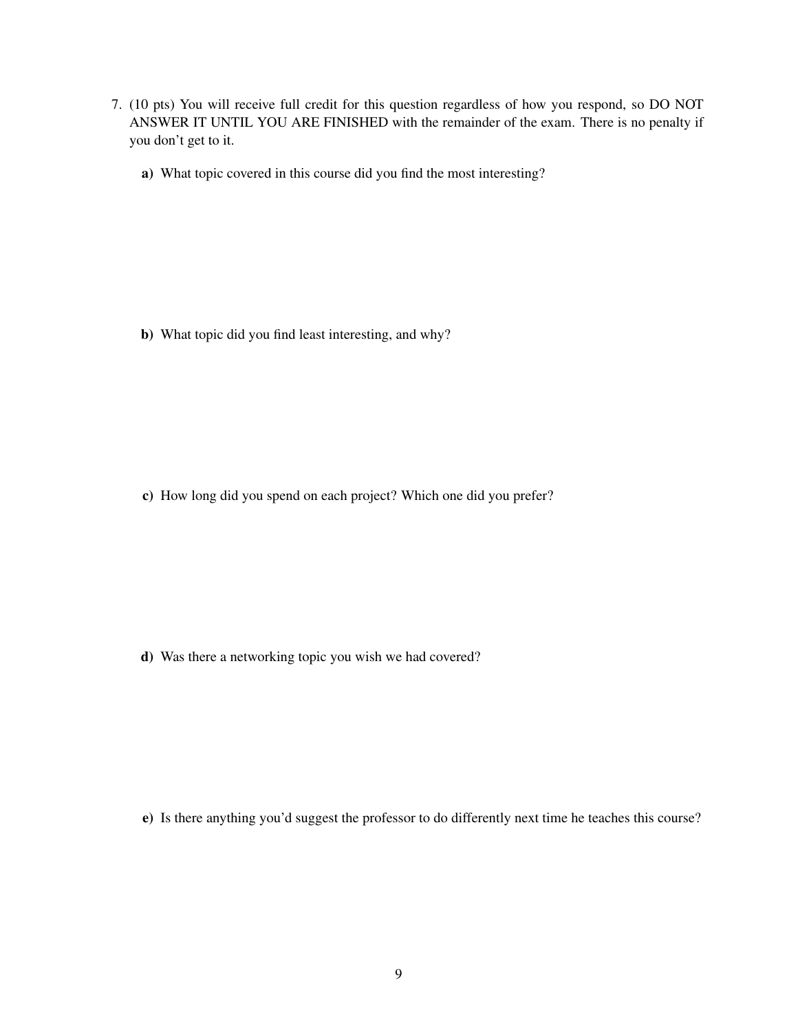7. (10 pts) You will receive full credit for this question regardless of how you respond, so DO NOT ANSWER IT UNTIL YOU ARE FINISHED with the remainder of the exam. There is no penalty if you don't get to it.

   **a)** What topic covered in this course did you find the most interesting?

   **b)** What topic did you find least interesting, and why?

   **c)** How long did you spend on each project? Which one did you prefer?

   **d)** Was there a networking topic you wish we had covered?

   **e)** Is there anything you'd suggest the professor to do differently next time he teaches this course?